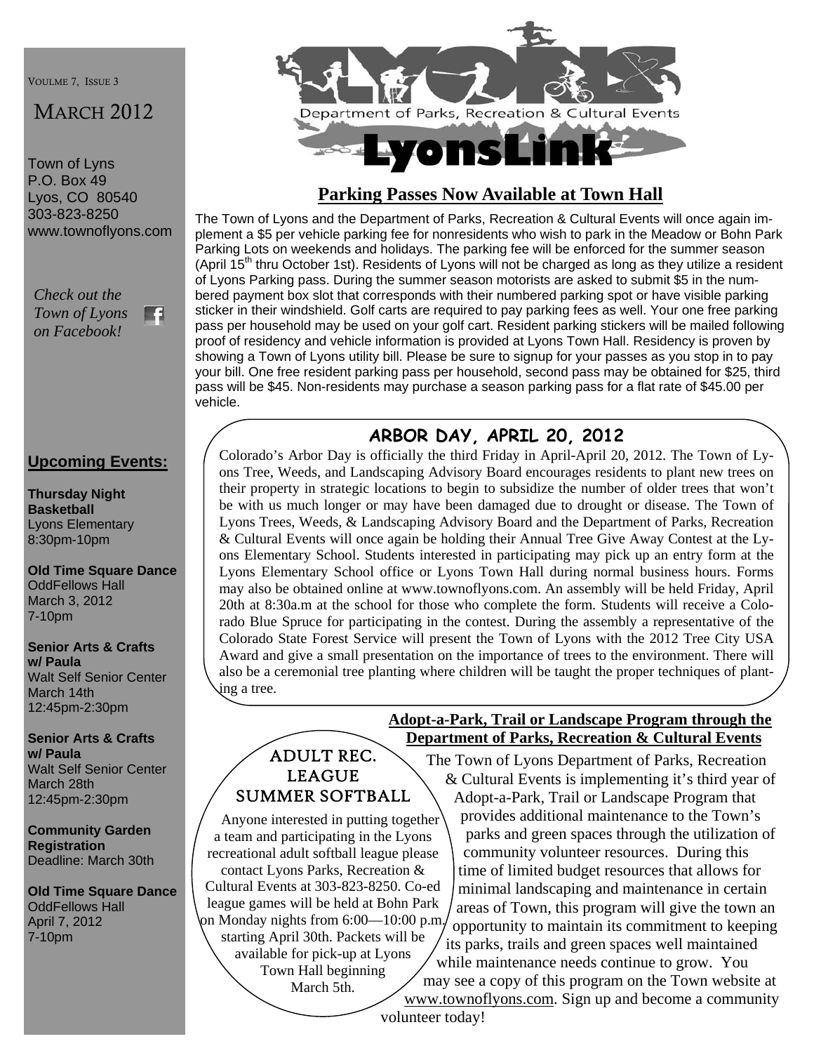VOULME 7, ISSUE 3

MARCH 2012

Town of Lyns
P.O. Box 49
Lyos, CO 80540
303-823-8250
www.townoflyons.com

*Check out the Town of Lyons on Facebook!*

## Upcoming Events:

**Thursday Night Basketball**
Lyons Elementary
8:30pm-10pm

**Old Time Square Dance**
OddFellows Hall
March 3, 2012
7-10pm

**Senior Arts & Crafts w/ Paula**
Walt Self Senior Center
March 14th
12:45pm-2:30pm

**Senior Arts & Crafts w/ Paula**
Walt Self Senior Center
March 28th
12:45pm-2:30pm

**Community Garden Registration**
Deadline: March 30th

**Old Time Square Dance**
OddFellows Hall
April 7, 2012
7-10pm

# LYONS

Department of Parks, Recreation & Cultural Events

# LyonsLink

## Parking Passes Now Available at Town Hall

The Town of Lyons and the Department of Parks, Recreation & Cultural Events will once again implement a $5 per vehicle parking fee for nonresidents who wish to park in the Meadow or Bohn Park Parking Lots on weekends and holidays. The parking fee will be enforced for the summer season (April 15th thru October 1st). Residents of Lyons will not be charged as long as they utilize a resident of Lyons Parking pass. During the summer season motorists are asked to submit $5 in the numbered payment box slot that corresponds with their numbered parking spot or have visible parking sticker in their windshield. Golf carts are required to pay parking fees as well. Your one free parking pass per household may be used on your golf cart. Resident parking stickers will be mailed following proof of residency and vehicle information is provided at Lyons Town Hall. Residency is proven by showing a Town of Lyons utility bill. Please be sure to signup for your passes as you stop in to pay your bill. One free resident parking pass per household, second pass may be obtained for $25, third pass will be $45. Non-residents may purchase a season parking pass for a flat rate of $45.00 per vehicle.

## ARBOR DAY, APRIL 20, 2012

Colorado's Arbor Day is officially the third Friday in April-April 20, 2012. The Town of Lyons Tree, Weeds, and Landscaping Advisory Board encourages residents to plant new trees on their property in strategic locations to begin to subsidize the number of older trees that won't be with us much longer or may have been damaged due to drought or disease. The Town of Lyons Trees, Weeds, & Landscaping Advisory Board and the Department of Parks, Recreation & Cultural Events will once again be holding their Annual Tree Give Away Contest at the Lyons Elementary School. Students interested in participating may pick up an entry form at the Lyons Elementary School office or Lyons Town Hall during normal business hours. Forms may also be obtained online at www.townoflyons.com. An assembly will be held Friday, April 20th at 8:30a.m at the school for those who complete the form. Students will receive a Colorado Blue Spruce for participating in the contest. During the assembly a representative of the Colorado State Forest Service will present the Town of Lyons with the 2012 Tree City USA Award and give a small presentation on the importance of trees to the environment. There will also be a ceremonial tree planting where children will be taught the proper techniques of planting a tree.

## ADULT REC. LEAGUE SUMMER SOFTBALL

Anyone interested in putting together a team and participating in the Lyons recreational adult softball league please contact Lyons Parks, Recreation & Cultural Events at 303-823-8250. Co-ed league games will be held at Bohn Park on Monday nights from 6:00—10:00 p.m. starting April 30th. Packets will be available for pick-up at Lyons Town Hall beginning March 5th.

## Adopt-a-Park, Trail or Landscape Program through the Department of Parks, Recreation & Cultural Events

The Town of Lyons Department of Parks, Recreation & Cultural Events is implementing it's third year of Adopt-a-Park, Trail or Landscape Program that provides additional maintenance to the Town's parks and green spaces through the utilization of community volunteer resources. During this time of limited budget resources that allows for minimal landscaping and maintenance in certain areas of Town, this program will give the town an opportunity to maintain its commitment to keeping its parks, trails and green spaces well maintained while maintenance needs continue to grow. You may see a copy of this program on the Town website at www.townoflyons.com. Sign up and become a community volunteer today!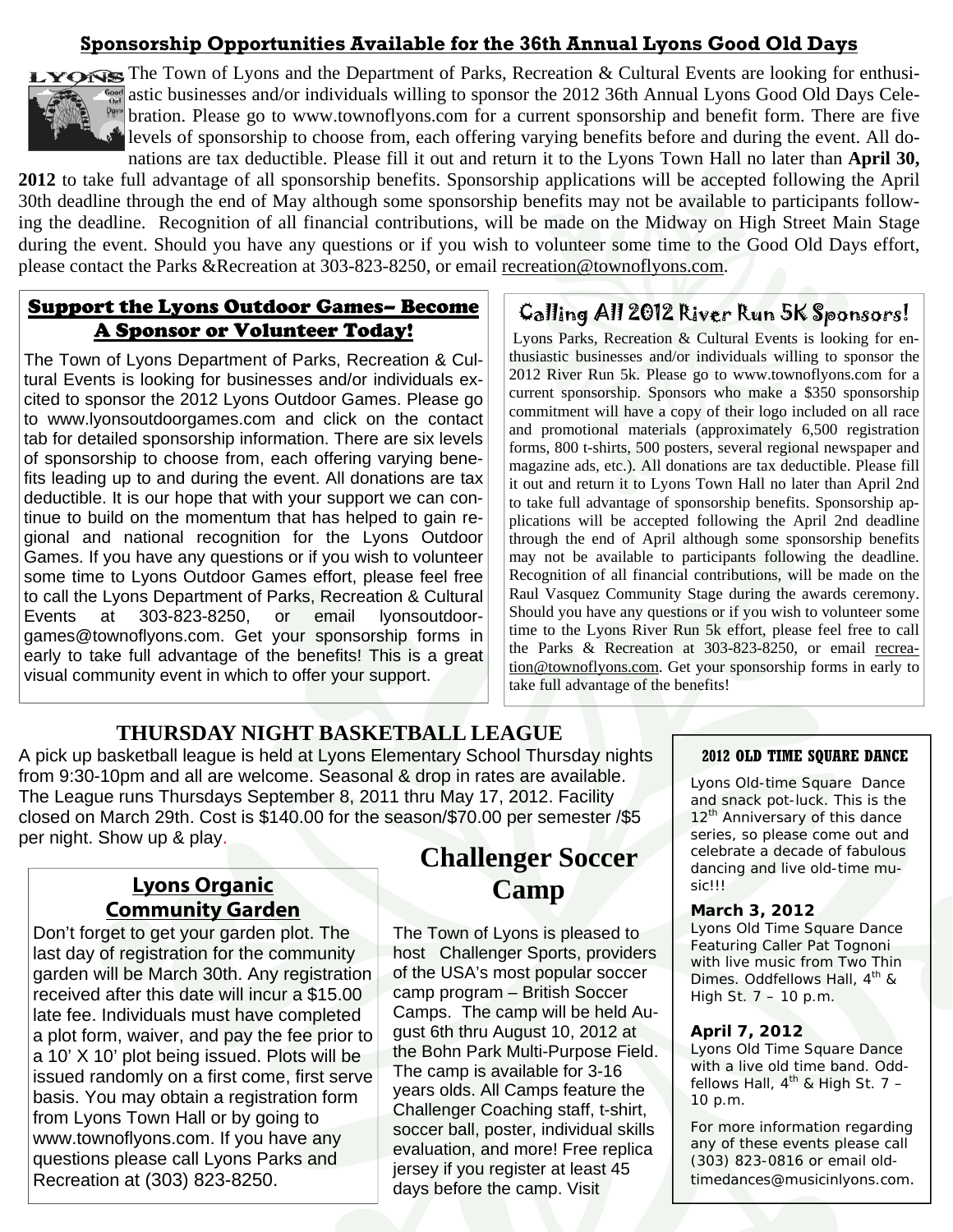## Sponsorship Opportunities Available for the 36th Annual Lyons Good Old Days

The Town of Lyons and the Department of Parks, Recreation & Cultural Events are looking for enthusiastic businesses and/or individuals willing to sponsor the 2012 36th Annual Lyons Good Old Days Celebration. Please go to www.townoflyons.com for a current sponsorship and benefit form. There are five levels of sponsorship to choose from, each offering varying benefits before and during the event. All donations are tax deductible. Please fill it out and return it to the Lyons Town Hall no later than **April 30, 2012** to take full advantage of all sponsorship benefits. Sponsorship applications will be accepted following the April 30th deadline through the end of May although some sponsorship benefits may not be available to participants following the deadline. Recognition of all financial contributions, will be made on the Midway on High Street Main Stage during the event. Should you have any questions or if you wish to volunteer some time to the Good Old Days effort, please contact the Parks &Recreation at 303-823-8250, or email recreation@townoflyons.com.

## Support the Lyons Outdoor Games– Become A Sponsor or Volunteer Today!

The Town of Lyons Department of Parks, Recreation & Cultural Events is looking for businesses and/or individuals excited to sponsor the 2012 Lyons Outdoor Games. Please go to www.lyonsoutdoorgames.com and click on the contact tab for detailed sponsorship information. There are six levels of sponsorship to choose from, each offering varying benefits leading up to and during the event. All donations are tax deductible. It is our hope that with your support we can continue to build on the momentum that has helped to gain regional and national recognition for the Lyons Outdoor Games. If you have any questions or if you wish to volunteer some time to Lyons Outdoor Games effort, please feel free to call the Lyons Department of Parks, Recreation & Cultural Events at 303-823-8250, or email lyonsoutdoorgames@townoflyons.com. Get your sponsorship forms in early to take full advantage of the benefits! This is a great visual community event in which to offer your support.

## Calling All 2012 River Run 5K Sponsors!

Lyons Parks, Recreation & Cultural Events is looking for enthusiastic businesses and/or individuals willing to sponsor the 2012 River Run 5k. Please go to www.townoflyons.com for a current sponsorship. Sponsors who make a $350 sponsorship commitment will have a copy of their logo included on all race and promotional materials (approximately 6,500 registration forms, 800 t-shirts, 500 posters, several regional newspaper and magazine ads, etc.). All donations are tax deductible. Please fill it out and return it to Lyons Town Hall no later than April 2nd to take full advantage of sponsorship benefits. Sponsorship applications will be accepted following the April 2nd deadline through the end of April although some sponsorship benefits may not be available to participants following the deadline. Recognition of all financial contributions, will be made on the Raul Vasquez Community Stage during the awards ceremony. Should you have any questions or if you wish to volunteer some time to the Lyons River Run 5k effort, please feel free to call the Parks & Recreation at 303-823-8250, or email recreation@townoflyons.com. Get your sponsorship forms in early to take full advantage of the benefits!

## THURSDAY NIGHT BASKETBALL LEAGUE

A pick up basketball league is held at Lyons Elementary School Thursday nights from 9:30-10pm and all are welcome. Seasonal & drop in rates are available. The League runs Thursdays September 8, 2011 thru May 17, 2012. Facility closed on March 29th. Cost is $140.00 for the season/$70.00 per semester /$5 per night. Show up & play.

## Lyons Organic Community Garden

Don't forget to get your garden plot. The last day of registration for the community garden will be March 30th. Any registration received after this date will incur a $15.00 late fee. Individuals must have completed a plot form, waiver, and pay the fee prior to a 10' X 10' plot being issued. Plots will be issued randomly on a first come, first serve basis. You may obtain a registration form from Lyons Town Hall or by going to www.townoflyons.com. If you have any questions please call Lyons Parks and Recreation at (303) 823-8250.

## Challenger Soccer Camp

The Town of Lyons is pleased to host Challenger Sports, providers of the USA's most popular soccer camp program – British Soccer Camps. The camp will be held August 6th thru August 10, 2012 at the Bohn Park Multi-Purpose Field. The camp is available for 3-16 years olds. All Camps feature the Challenger Coaching staff, t-shirt, soccer ball, poster, individual skills evaluation, and more! Free replica jersey if you register at least 45 days before the camp. Visit

## 2012 OLD TIME SQUARE DANCE

Lyons Old-time Square Dance and snack pot-luck. This is the 12th Anniversary of this dance series, so please come out and celebrate a decade of fabulous dancing and live old-time music!!!

**March 3, 2012**
Lyons Old Time Square Dance Featuring Caller Pat Tognoni with live music from Two Thin Dimes. Oddfellows Hall, 4th & High St. 7 – 10 p.m.

**April 7, 2012**
Lyons Old Time Square Dance with a live old time band. Oddfellows Hall, 4th & High St. 7 – 10 p.m.

For more information regarding any of these events please call (303) 823-0816 or email oldtimedances@musicinlyons.com.